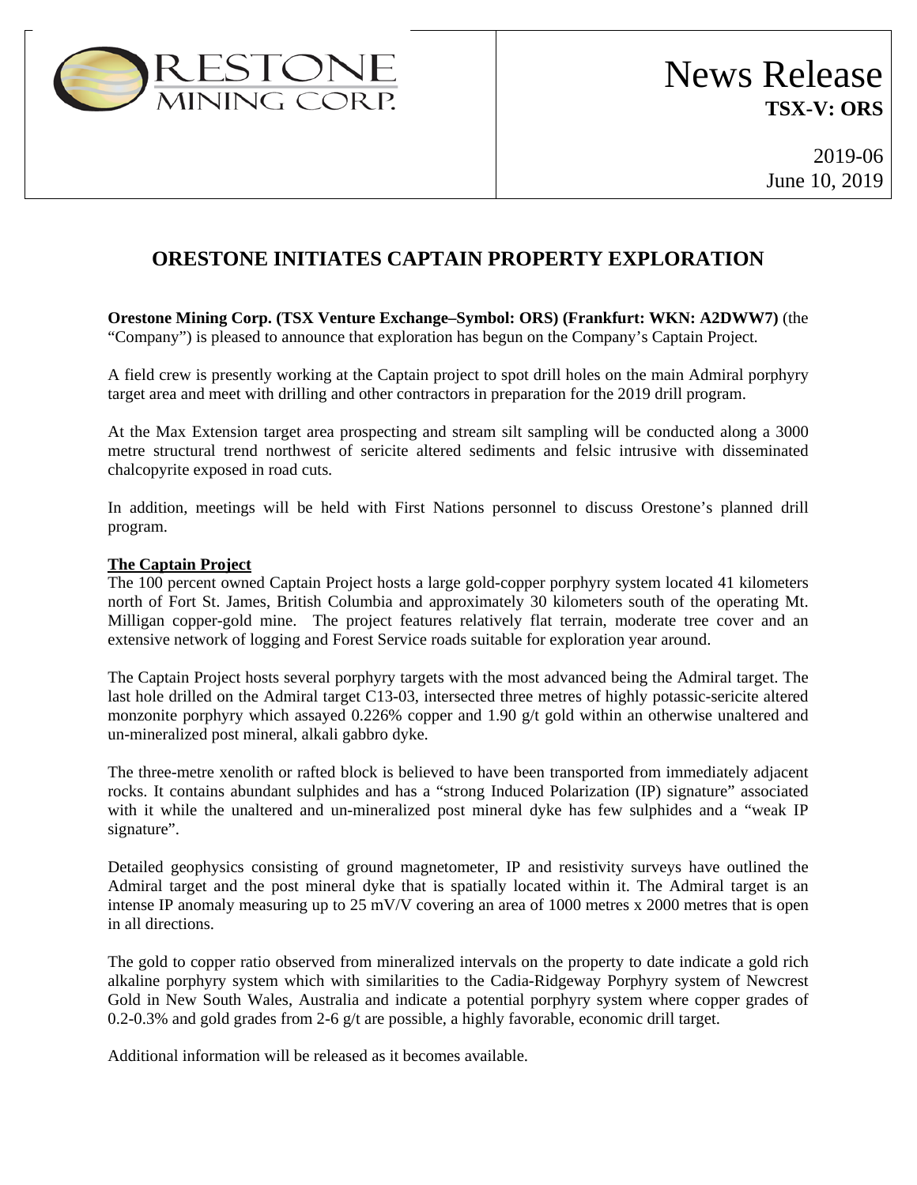# News Release

**TSX-V: ORS**

2019-06
June 10, 2019

## ORESTONE INITIATES CAPTAIN PROPERTY EXPLORATION

**Orestone Mining Corp. (TSX Venture Exchange–Symbol: ORS) (Frankfurt: WKN: A2DWW7)** (the "Company") is pleased to announce that exploration has begun on the Company's Captain Project.

A field crew is presently working at the Captain project to spot drill holes on the main Admiral porphyry target area and meet with drilling and other contractors in preparation for the 2019 drill program.

At the Max Extension target area prospecting and stream silt sampling will be conducted along a 3000 metre structural trend northwest of sericite altered sediments and felsic intrusive with disseminated chalcopyrite exposed in road cuts.

In addition, meetings will be held with First Nations personnel to discuss Orestone's planned drill program.

**The Captain Project**

The 100 percent owned Captain Project hosts a large gold-copper porphyry system located 41 kilometers north of Fort St. James, British Columbia and approximately 30 kilometers south of the operating Mt. Milligan copper-gold mine. The project features relatively flat terrain, moderate tree cover and an extensive network of logging and Forest Service roads suitable for exploration year around.

The Captain Project hosts several porphyry targets with the most advanced being the Admiral target. The last hole drilled on the Admiral target C13-03, intersected three metres of highly potassic-sericite altered monzonite porphyry which assayed 0.226% copper and 1.90 g/t gold within an otherwise unaltered and un-mineralized post mineral, alkali gabbro dyke.

The three-metre xenolith or rafted block is believed to have been transported from immediately adjacent rocks. It contains abundant sulphides and has a "strong Induced Polarization (IP) signature" associated with it while the unaltered and un-mineralized post mineral dyke has few sulphides and a "weak IP signature".

Detailed geophysics consisting of ground magnetometer, IP and resistivity surveys have outlined the Admiral target and the post mineral dyke that is spatially located within it. The Admiral target is an intense IP anomaly measuring up to 25 mV/V covering an area of 1000 metres x 2000 metres that is open in all directions.

The gold to copper ratio observed from mineralized intervals on the property to date indicate a gold rich alkaline porphyry system which with similarities to the Cadia-Ridgeway Porphyry system of Newcrest Gold in New South Wales, Australia and indicate a potential porphyry system where copper grades of 0.2-0.3% and gold grades from 2-6 g/t are possible, a highly favorable, economic drill target.

Additional information will be released as it becomes available.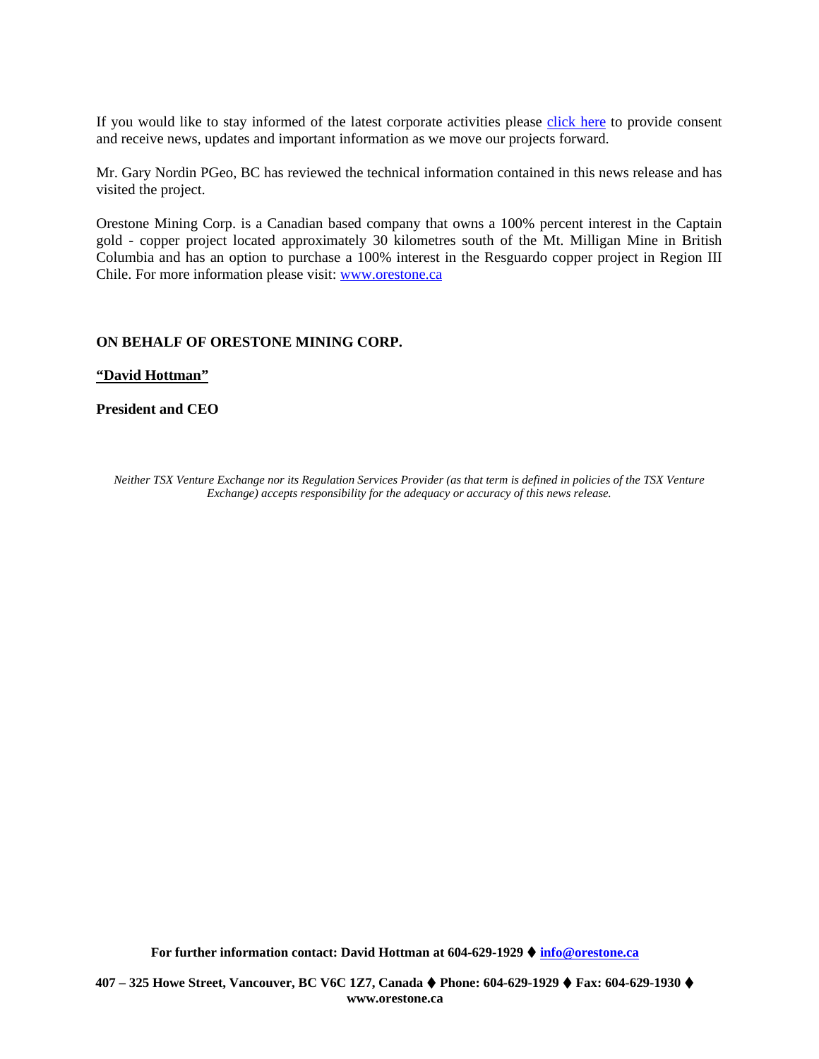If you would like to stay informed of the latest corporate activities please click here to provide consent and receive news, updates and important information as we move our projects forward.

Mr. Gary Nordin PGeo, BC has reviewed the technical information contained in this news release and has visited the project.

Orestone Mining Corp. is a Canadian based company that owns a 100% percent interest in the Captain gold - copper project located approximately 30 kilometres south of the Mt. Milligan Mine in British Columbia and has an option to purchase a 100% interest in the Resguardo copper project in Region III Chile. For more information please visit: www.orestone.ca

**ON BEHALF OF ORESTONE MINING CORP.**

**"David Hottman"**

**President and CEO**

*Neither TSX Venture Exchange nor its Regulation Services Provider (as that term is defined in policies of the TSX Venture Exchange) accepts responsibility for the adequacy or accuracy of this news release.*

**For further information contact: David Hottman at 604-629-1929 ♦ info@orestone.ca**

**407 – 325 Howe Street, Vancouver, BC V6C 1Z7, Canada ♦ Phone: 604-629-1929 ♦ Fax: 604-629-1930 ♦ www.orestone.ca**